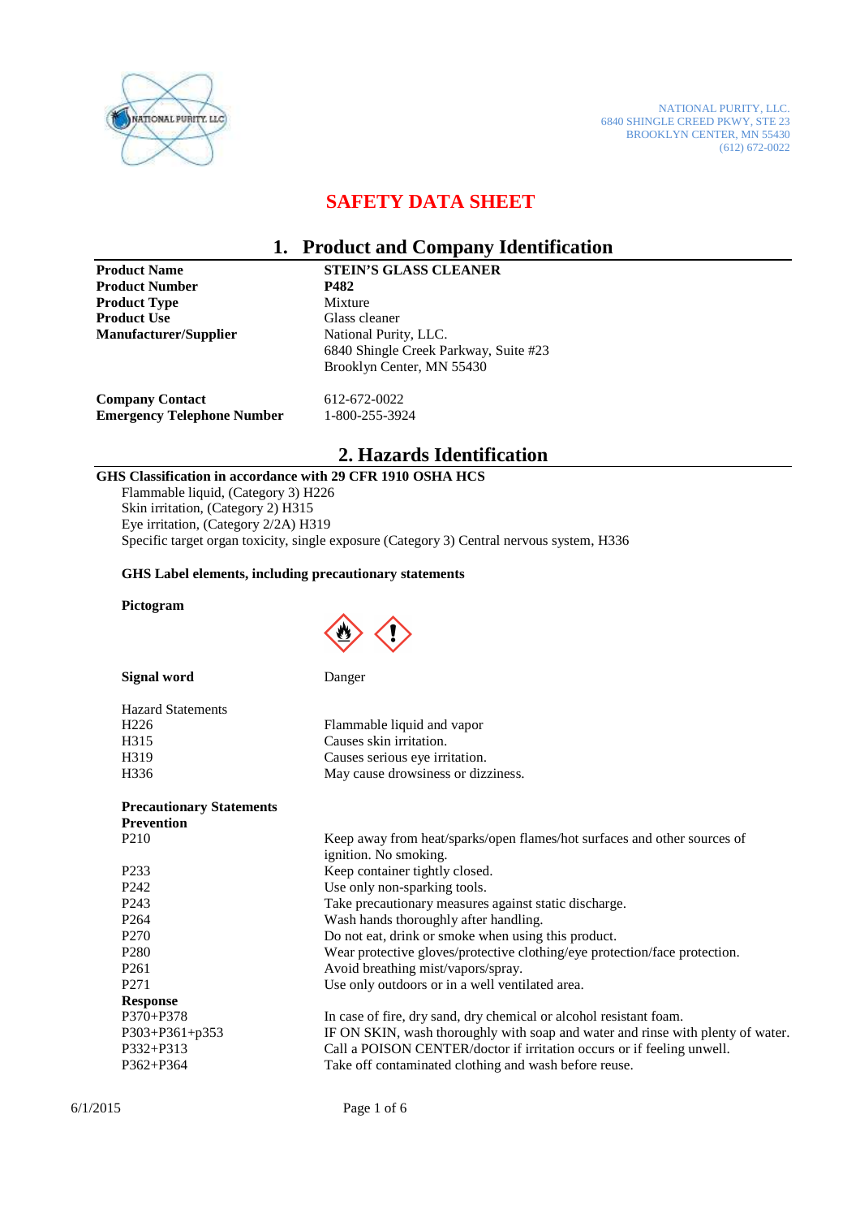NATIONAL PURITY, LLC.
6840 SHINGLE CREED PKWY, STE 23
BROOKLYN CENTER, MN 55430
(612) 672-0022

# SAFETY DATA SHEET

## 1. Product and Company Identification

| | |
|---|---|
| **Product Name** | **STEIN'S GLASS CLEANER** |
| **Product Number** | **P482** |
| **Product Type** | Mixture |
| **Product Use** | Glass cleaner |
| **Manufacturer/Supplier** | National Purity, LLC.<br>6840 Shingle Creek Parkway, Suite #23<br>Brooklyn Center, MN 55430 |
| **Company Contact** | 612-672-0022 |
| **Emergency Telephone Number** | 1-800-255-3924 |

## 2. Hazards Identification

**GHS Classification in accordance with 29 CFR 1910 OSHA HCS**

Flammable liquid, (Category 3) H226
Skin irritation, (Category 2) H315
Eye irritation, (Category 2/2A) H319
Specific target organ toxicity, single exposure (Category 3) Central nervous system, H336

**GHS Label elements, including precautionary statements**

**Pictogram**

**Signal word** Danger

Hazard Statements

| | |
|---|---|
| H226 | Flammable liquid and vapor |
| H315 | Causes skin irritation. |
| H319 | Causes serious eye irritation. |
| H336 | May cause drowsiness or dizziness. |

**Precautionary Statements**

**Prevention**

| | |
|---|---|
| P210 | Keep away from heat/sparks/open flames/hot surfaces and other sources of ignition. No smoking. |
| P233 | Keep container tightly closed. |
| P242 | Use only non-sparking tools. |
| P243 | Take precautionary measures against static discharge. |
| P264 | Wash hands thoroughly after handling. |
| P270 | Do not eat, drink or smoke when using this product. |
| P280 | Wear protective gloves/protective clothing/eye protection/face protection. |
| P261 | Avoid breathing mist/vapors/spray. |
| P271 | Use only outdoors or in a well ventilated area. |

**Response**

| | |
|---|---|
| P370+P378 | In case of fire, dry sand, dry chemical or alcohol resistant foam. |
| P303+P361+p353 | IF ON SKIN, wash thoroughly with soap and water and rinse with plenty of water. |
| P332+P313 | Call a POISON CENTER/doctor if irritation occurs or if feeling unwell. |
| P362+P364 | Take off contaminated clothing and wash before reuse. |

6/1/2015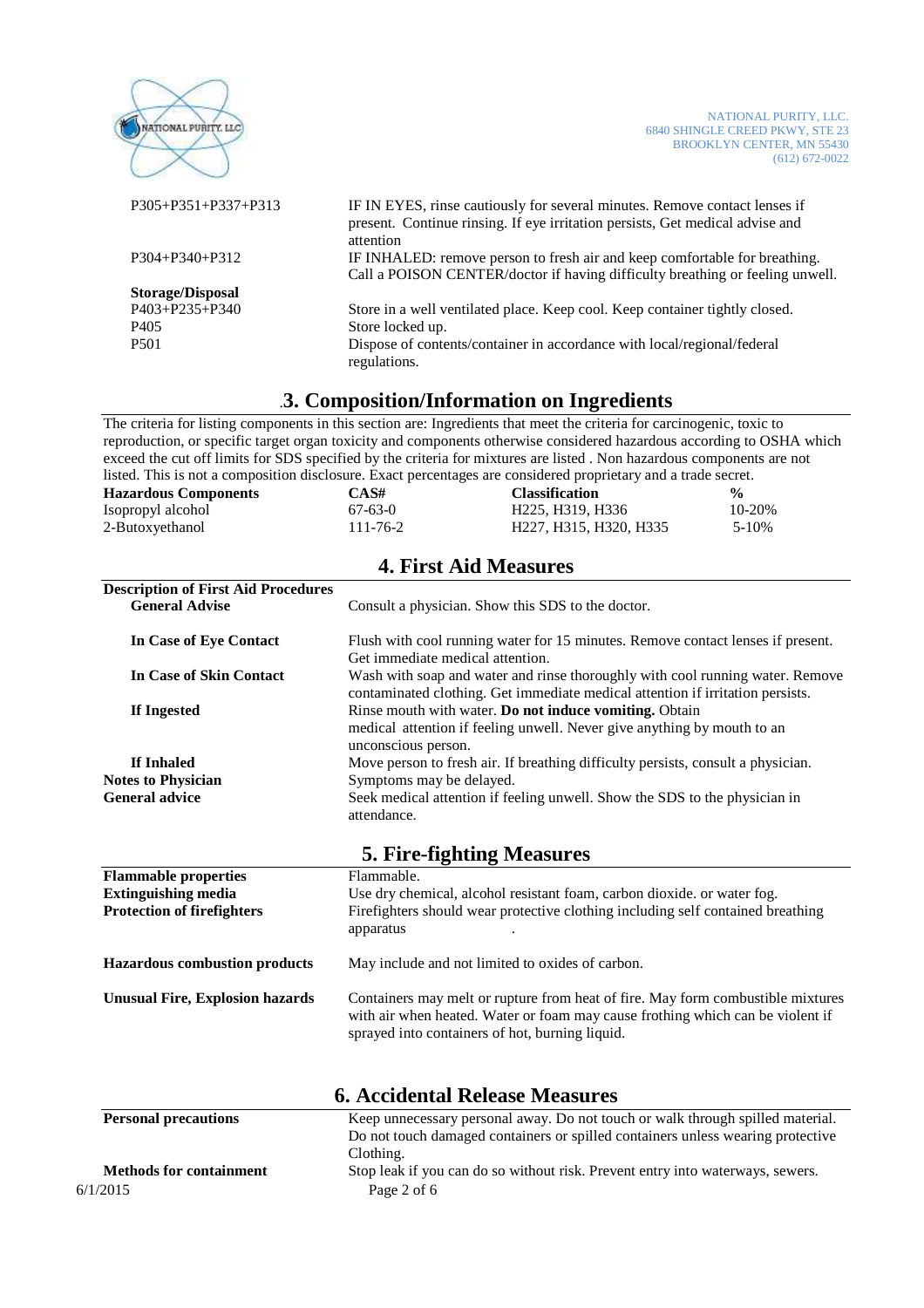| | |
|---|---|
| P305+P351+P337+P313 | IF IN EYES, rinse cautiously for several minutes. Remove contact lenses if present. Continue rinsing. If eye irritation persists, Get medical advise and attention |
| P304+P340+P312 | IF INHALED: remove person to fresh air and keep comfortable for breathing. Call a POISON CENTER/doctor if having difficulty breathing or feeling unwell. |
| **Storage/Disposal** | |
| P403+P235+P340 | Store in a well ventilated place. Keep cool. Keep container tightly closed. |
| P405 | Store locked up. |
| P501 | Dispose of contents/container in accordance with local/regional/federal regulations. |

## 3. Composition/Information on Ingredients

The criteria for listing components in this section are: Ingredients that meet the criteria for carcinogenic, toxic to reproduction, or specific target organ toxicity and components otherwise considered hazardous according to OSHA which exceed the cut off limits for SDS specified by the criteria for mixtures are listed . Non hazardous components are not listed. This is not a composition disclosure. Exact percentages are considered proprietary and a trade secret.

| Hazardous Components | CAS# | Classification | % |
|---|---|---|---|
| Isopropyl alcohol | 67-63-0 | H225, H319, H336 | 10-20% |
| 2-Butoxyethanol | 111-76-2 | H227, H315, H320, H335 | 5-10% |

## 4. First Aid Measures

**Description of First Aid Procedures**

| | |
|---|---|
| **General Advise** | Consult a physician. Show this SDS to the doctor. |
| **In Case of Eye Contact** | Flush with cool running water for 15 minutes. Remove contact lenses if present. Get immediate medical attention. |
| **In Case of Skin Contact** | Wash with soap and water and rinse thoroughly with cool running water. Remove contaminated clothing. Get immediate medical attention if irritation persists. |
| **If Ingested** | Rinse mouth with water. **Do not induce vomiting.** Obtain medical attention if feeling unwell. Never give anything by mouth to an unconscious person. |
| **If Inhaled** | Move person to fresh air. If breathing difficulty persists, consult a physician. |
| **Notes to Physician** | Symptoms may be delayed. |
| **General advice** | Seek medical attention if feeling unwell. Show the SDS to the physician in attendance. |

## 5. Fire-fighting Measures

| | |
|---|---|
| **Flammable properties** | Flammable. |
| **Extinguishing media** | Use dry chemical, alcohol resistant foam, carbon dioxide. or water fog. |
| **Protection of firefighters** | Firefighters should wear protective clothing including self contained breathing apparatus . |
| **Hazardous combustion products** | May include and not limited to oxides of carbon. |
| **Unusual Fire, Explosion hazards** | Containers may melt or rupture from heat of fire. May form combustible mixtures with air when heated. Water or foam may cause frothing which can be violent if sprayed into containers of hot, burning liquid. |

## 6. Accidental Release Measures

| | |
|---|---|
| **Personal precautions** | Keep unnecessary personal away. Do not touch or walk through spilled material. Do not touch damaged containers or spilled containers unless wearing protective Clothing. |
| **Methods for containment** | Stop leak if you can do so without risk. Prevent entry into waterways, sewers. |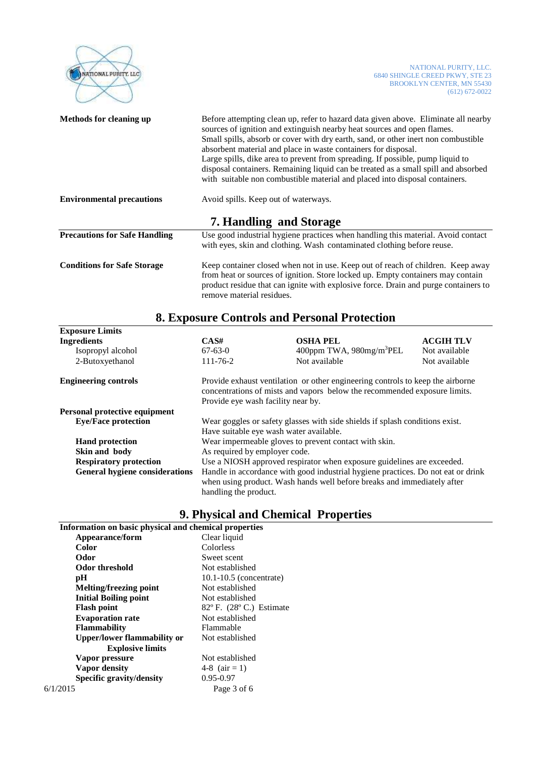| | |
|---|---|
| **Methods for cleaning up** | Before attempting clean up, refer to hazard data given above. Eliminate all nearby sources of ignition and extinguish nearby heat sources and open flames. Small spills, absorb or cover with dry earth, sand, or other inert non combustible absorbent material and place in waste containers for disposal. Large spills, dike area to prevent from spreading. If possible, pump liquid to disposal containers. Remaining liquid can be treated as a small spill and absorbed with suitable non combustible material and placed into disposal containers. |
| **Environmental precautions** | Avoid spills. Keep out of waterways. |

## 7. Handling and Storage

| | |
|---|---|
| **Precautions for Safe Handling** | Use good industrial hygiene practices when handling this material. Avoid contact with eyes, skin and clothing. Wash contaminated clothing before reuse. |
| **Conditions for Safe Storage** | Keep container closed when not in use. Keep out of reach of children. Keep away from heat or sources of ignition. Store locked up. Empty containers may contain product residue that can ignite with explosive force. Drain and purge containers to remove material residues. |

## 8. Exposure Controls and Personal Protection

**Exposure Limits**

| **Ingredients** | **CAS#** | **OSHA PEL** | **ACGIH TLV** |
|---|---|---|---|
| Isopropyl alcohol | 67-63-0 | 400ppm TWA, 980mg/m$^3$PEL | Not available |
| 2-Butoxyethanol | 111-76-2 | Not available | Not available |

| | |
|---|---|
| **Engineering controls** | Provide exhaust ventilation or other engineering controls to keep the airborne concentrations of mists and vapors below the recommended exposure limits. Provide eye wash facility near by. |
| **Personal protective equipment** | |
| **Eye/Face protection** | Wear goggles or safety glasses with side shields if splash conditions exist. Have suitable eye wash water available. |
| **Hand protection** | Wear impermeable gloves to prevent contact with skin. |
| **Skin and body** | As required by employer code. |
| **Respiratory protection** | Use a NIOSH approved respirator when exposure guidelines are exceeded. |
| **General hygiene considerations** | Handle in accordance with good industrial hygiene practices. Do not eat or drink when using product. Wash hands well before breaks and immediately after handling the product. |

## 9. Physical and Chemical Properties

**Information on basic physical and chemical properties**

| | |
|---|---|
| **Appearance/form** | Clear liquid |
| **Color** | Colorless |
| **Odor** | Sweet scent |
| **Odor threshold** | Not established |
| **pH** | 10.1-10.5 (concentrate) |
| **Melting/freezing point** | Not established |
| **Initial Boiling point** | Not established |
| **Flash point** | 82º F. (28º C.) Estimate |
| **Evaporation rate** | Not established |
| **Flammability** | Flammable |
| **Upper/lower flammability or Explosive limits** | Not established |
| **Vapor pressure** | Not established |
| **Vapor density** | 4-8 (air = 1) |
| **Specific gravity/density** | 0.95-0.97 |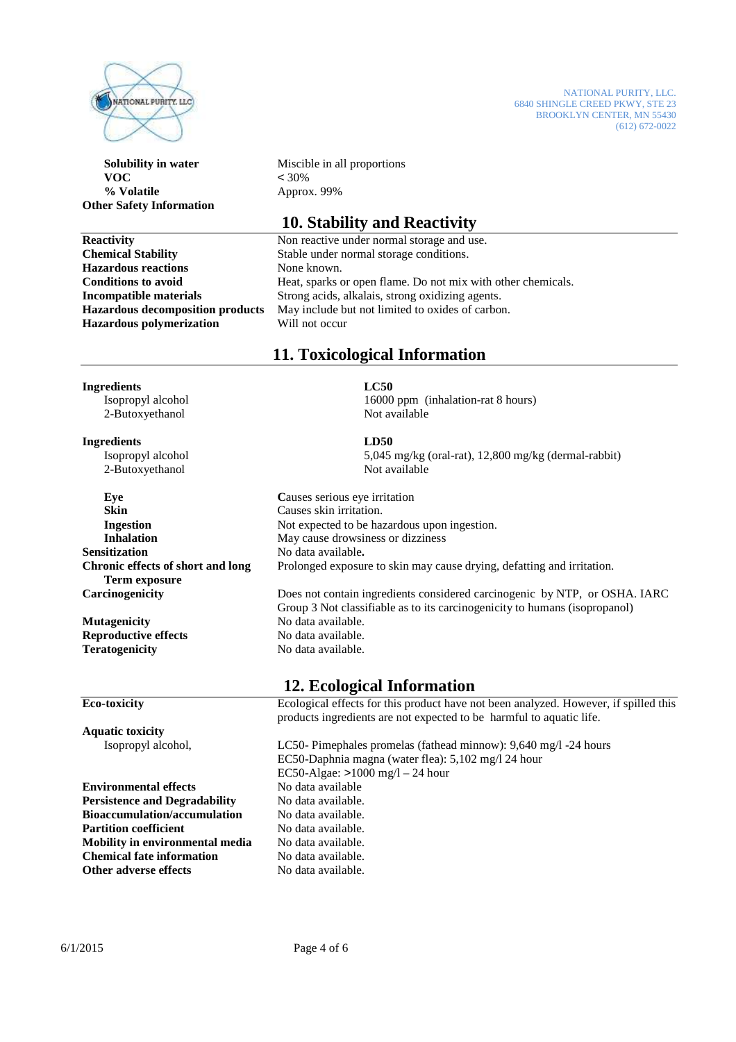| | |
|---|---|
| **Solubility in water** | Miscible in all proportions |
| **VOC** | < 30% |
| **% Volatile** | Approx. 99% |
| **Other Safety Information** | |

## 10. Stability and Reactivity

| | |
|---|---|
| **Reactivity** | Non reactive under normal storage and use. |
| **Chemical Stability** | Stable under normal storage conditions. |
| **Hazardous reactions** | None known. |
| **Conditions to avoid** | Heat, sparks or open flame. Do not mix with other chemicals. |
| **Incompatible materials** | Strong acids, alkalais, strong oxidizing agents. |
| **Hazardous decomposition products** | May include but not limited to oxides of carbon. |
| **Hazardous polymerization** | Will not occur |

## 11. Toxicological Information

| **Ingredients** | **LC50** |
|---|---|
| Isopropyl alcohol | 16000 ppm (inhalation-rat 8 hours) |
| 2-Butoxyethanol | Not available |

| **Ingredients** | **LD50** |
|---|---|
| Isopropyl alcohol | 5,045 mg/kg (oral-rat), 12,800 mg/kg (dermal-rabbit) |
| 2-Butoxyethanol | Not available |

| | |
|---|---|
| **Eye** | Causes serious eye irritation |
| **Skin** | Causes skin irritation. |
| **Ingestion** | Not expected to be hazardous upon ingestion. |
| **Inhalation** | May cause drowsiness or dizziness |
| **Sensitization** | No data available. |
| **Chronic effects of short and long Term exposure** | Prolonged exposure to skin may cause drying, defatting and irritation. |
| **Carcinogenicity** | Does not contain ingredients considered carcinogenic by NTP, or OSHA. IARC Group 3 Not classifiable as to its carcinogenicity to humans (isopropanol) |
| **Mutagenicity** | No data available. |
| **Reproductive effects** | No data available. |
| **Teratogenicity** | No data available. |

## 12. Ecological Information

| | |
|---|---|
| **Eco-toxicity** | Ecological effects for this product have not been analyzed. However, if spilled this products ingredients are not expected to be harmful to aquatic life. |
| **Aquatic toxicity** | |
| Isopropyl alcohol, | LC50- Pimephales promelas (fathead minnow): 9,640 mg/l -24 hours<br>EC50-Daphnia magna (water flea): 5,102 mg/l 24 hour<br>EC50-Algae: >1000 mg/l – 24 hour |
| **Environmental effects** | No data available |
| **Persistence and Degradability** | No data available. |
| **Bioaccumulation/accumulation** | No data available. |
| **Partition coefficient** | No data available. |
| **Mobility in environmental media** | No data available. |
| **Chemical fate information** | No data available. |
| **Other adverse effects** | No data available. |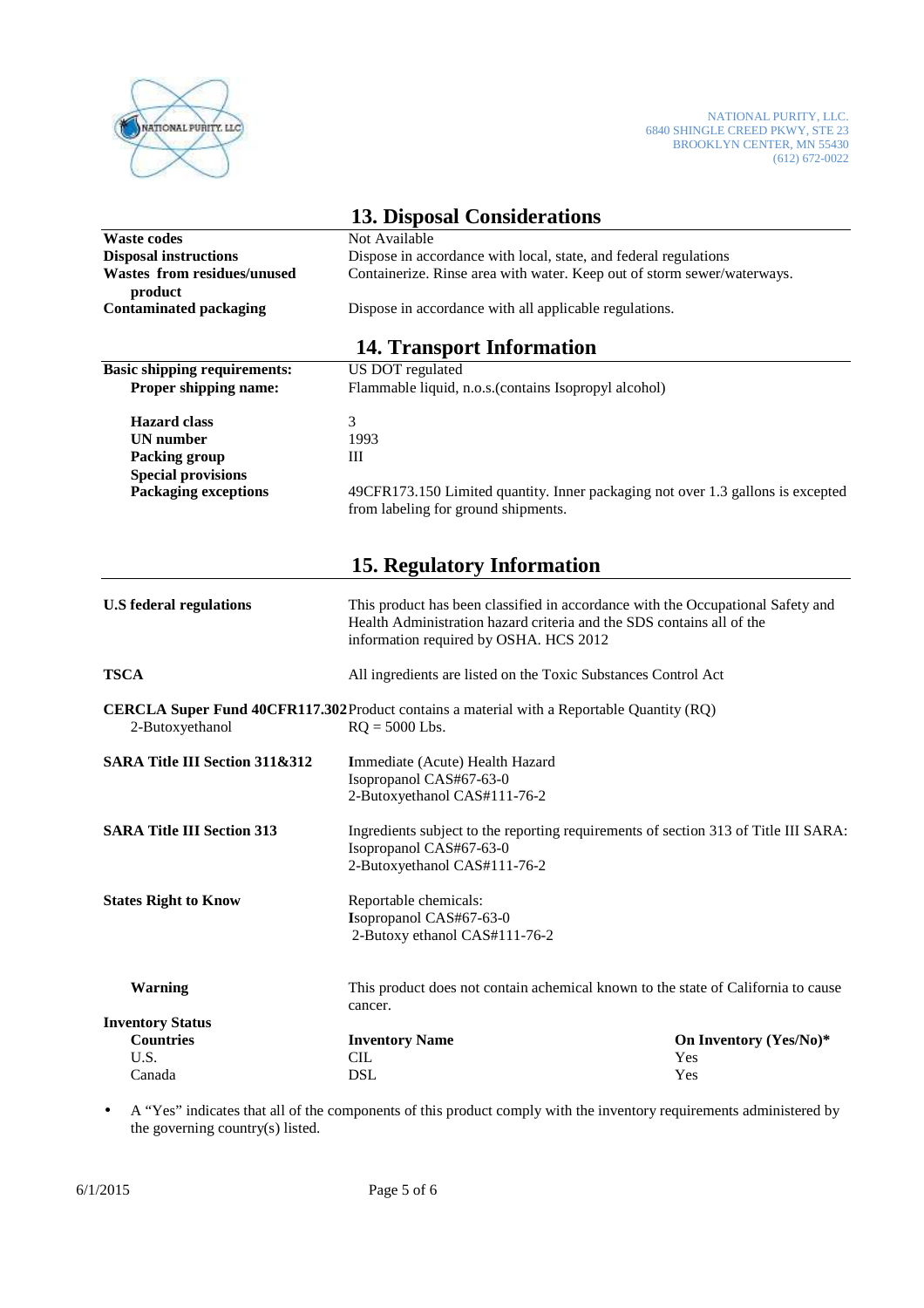NATIONAL PURITY, LLC.
6840 SHINGLE CREED PKWY, STE 23
BROOKLYN CENTER, MN 55430
(612) 672-0022

## 13. Disposal Considerations

| | |
|---|---|
| **Waste codes** | Not Available |
| **Disposal instructions** | Dispose in accordance with local, state, and federal regulations |
| **Wastes from residues/unused product** | Containerize. Rinse area with water. Keep out of storm sewer/waterways. |
| **Contaminated packaging** | Dispose in accordance with all applicable regulations. |

## 14. Transport Information

| | |
|---|---|
| **Basic shipping requirements:** | US DOT regulated |
| **Proper shipping name:** | Flammable liquid, n.o.s.(contains Isopropyl alcohol) |
| **Hazard class** | 3 |
| **UN number** | 1993 |
| **Packing group** | III |
| **Special provisions** | |
| **Packaging exceptions** | 49CFR173.150 Limited quantity. Inner packaging not over 1.3 gallons is excepted from labeling for ground shipments. |

## 15. Regulatory Information

| | |
|---|---|
| **U.S federal regulations** | This product has been classified in accordance with the Occupational Safety and Health Administration hazard criteria and the SDS contains all of the information required by OSHA. HCS 2012 |
| **TSCA** | All ingredients are listed on the Toxic Substances Control Act |
| **CERCLA Super Fund 40CFR117.302** | Product contains a material with a Reportable Quantity (RQ) |
| 2-Butoxyethanol | RQ = 5000 Lbs. |
| **SARA Title III Section 311&312** | Immediate (Acute) Health Hazard<br>Isopropanol CAS#67-63-0<br>2-Butoxyethanol CAS#111-76-2 |
| **SARA Title III Section 313** | Ingredients subject to the reporting requirements of section 313 of Title III SARA:<br>Isopropanol CAS#67-63-0<br>2-Butoxyethanol CAS#111-76-2 |
| **States Right to Know** | Reportable chemicals:<br>Isopropanol CAS#67-63-0<br>2-Butoxy ethanol CAS#111-76-2 |
| **Warning** | This product does not contain achemical known to the state of California to cause cancer. |

**Inventory Status**

| **Countries** | **Inventory Name** | **On Inventory (Yes/No)*** |
|---|---|---|
| U.S. | CIL | Yes |
| Canada | DSL | Yes |

- A "Yes" indicates that all of the components of this product comply with the inventory requirements administered by the governing country(s) listed.

6/1/2015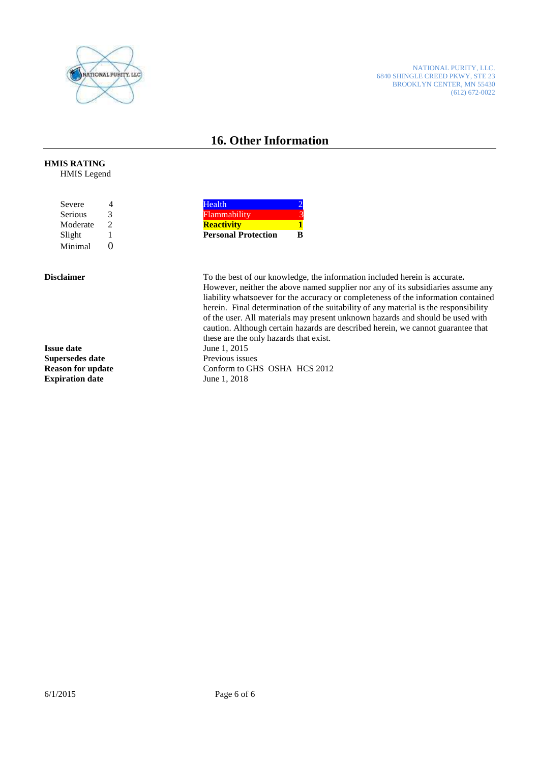NATIONAL PURITY, LLC.
6840 SHINGLE CREED PKWY, STE 23
BROOKLYN CENTER, MN 55430
(612) 672-0022

## 16. Other Information

**HMIS RATING**

HMIS Legend

| | |
|---|---|
| Severe | 4 |
| Serious | 3 |
| Moderate | 2 |
| Slight | 1 |
| Minimal | 0 |

| | |
|---|---|
| Health | 2 |
| Flammability | 3 |
| **Reactivity** | **1** |
| **Personal Protection** | **B** |

**Disclaimer**

To the best of our knowledge, the information included herein is accurate. However, neither the above named supplier nor any of its subsidiaries assume any liability whatsoever for the accuracy or completeness of the information contained herein. Final determination of the suitability of any material is the responsibility of the user. All materials may present unknown hazards and should be used with caution. Although certain hazards are described herein, we cannot guarantee that these are the only hazards that exist.

**Issue date** June 1, 2015

**Supersedes date** Previous issues

**Reason for update** Conform to GHS OSHA HCS 2012

**Expiration date** June 1, 2018